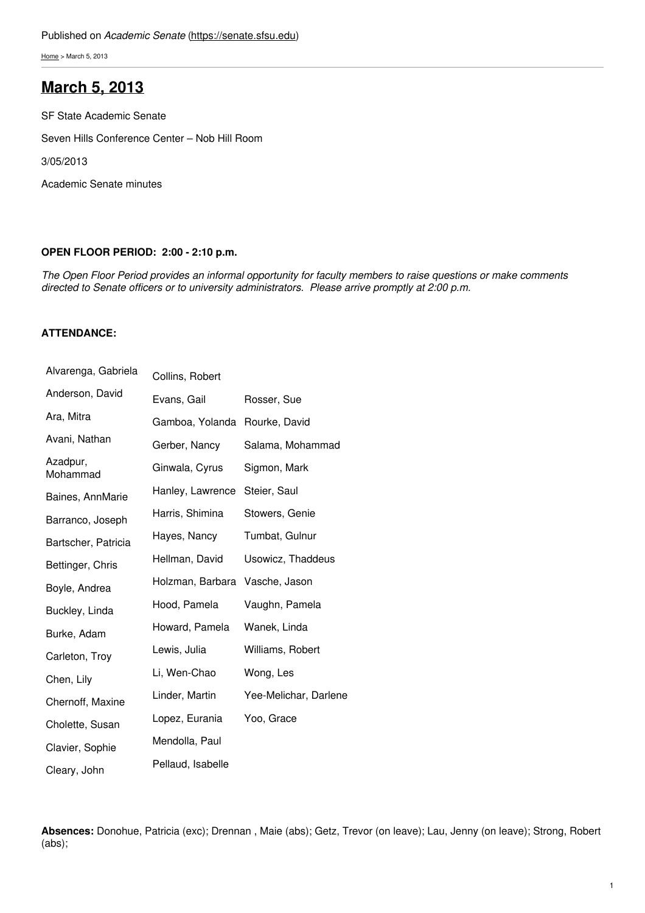Published on *Academic Senate* (https://senate.sfsu.edu)

Home > March 5, 2013

# March 5, 2013

SF State Academic Senate

Seven Hills Conference Center – Nob Hill Room

3/05/2013

Academic Senate minutes

**OPEN FLOOR PERIOD: 2:00 - 2:10 p.m.**

*The Open Floor Period provides an informal opportunity for faculty members to raise questions or make comments directed to Senate officers or to university administrators. Please arrive promptly at 2:00 p.m.*

**ATTENDANCE:**

| | | |
|---|---|---|
| Alvarenga, Gabriela | Collins, Robert | |
| Anderson, David | Evans, Gail | Rosser, Sue |
| Ara, Mitra | Gamboa, Yolanda | Rourke, David |
| Avani, Nathan | Gerber, Nancy | Salama, Mohammad |
| Azadpur, Mohammad | Ginwala, Cyrus | Sigmon, Mark |
| Baines, AnnMarie | Hanley, Lawrence | Steier, Saul |
| Barranco, Joseph | Harris, Shimina | Stowers, Genie |
| Bartscher, Patricia | Hayes, Nancy | Tumbat, Gulnur |
| Bettinger, Chris | Hellman, David | Usowicz, Thaddeus |
| Boyle, Andrea | Holzman, Barbara | Vasche, Jason |
| Buckley, Linda | Hood, Pamela | Vaughn, Pamela |
| Burke, Adam | Howard, Pamela | Wanek, Linda |
| Carleton, Troy | Lewis, Julia | Williams, Robert |
| Chen, Lily | Li, Wen-Chao | Wong, Les |
| Chernoff, Maxine | Linder, Martin | Yee-Melichar, Darlene |
| Cholette, Susan | Lopez, Eurania | Yoo, Grace |
| Clavier, Sophie | Mendolla, Paul | |
| Cleary, John | Pellaud, Isabelle | |

**Absences:** Donohue, Patricia (exc); Drennan , Maie (abs); Getz, Trevor (on leave); Lau, Jenny (on leave); Strong, Robert (abs);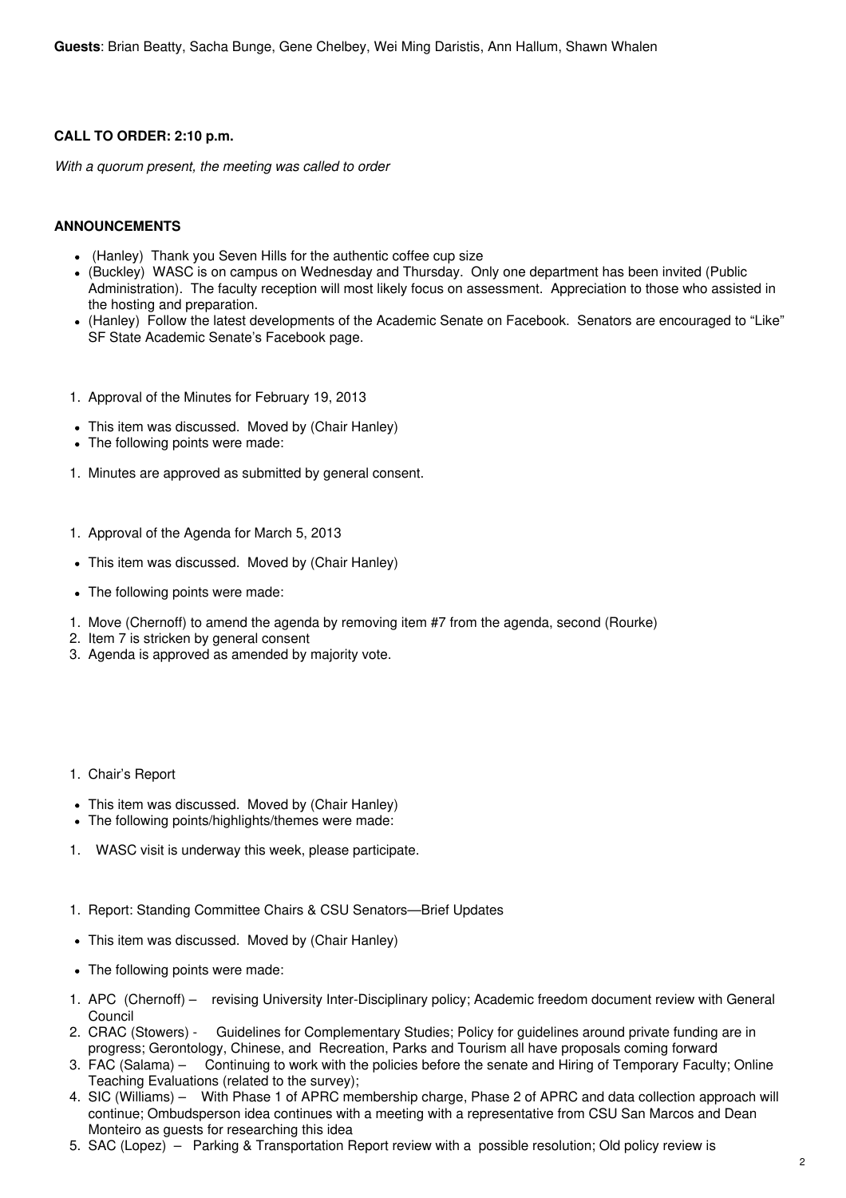**Guests**: Brian Beatty, Sacha Bunge, Gene Chelbey, Wei Ming Daristis, Ann Hallum, Shawn Whalen

**CALL TO ORDER: 2:10 p.m.**

*With a quorum present, the meeting was called to order*

**ANNOUNCEMENTS**

- (Hanley) Thank you Seven Hills for the authentic coffee cup size
- (Buckley) WASC is on campus on Wednesday and Thursday. Only one department has been invited (Public Administration). The faculty reception will most likely focus on assessment. Appreciation to those who assisted in the hosting and preparation.
- (Hanley) Follow the latest developments of the Academic Senate on Facebook. Senators are encouraged to "Like" SF State Academic Senate's Facebook page.

1. Approval of the Minutes for February 19, 2013

- This item was discussed. Moved by (Chair Hanley)
- The following points were made:

1. Minutes are approved as submitted by general consent.

1. Approval of the Agenda for March 5, 2013

- This item was discussed. Moved by (Chair Hanley)
- The following points were made:

1. Move (Chernoff) to amend the agenda by removing item #7 from the agenda, second (Rourke)
2. Item 7 is stricken by general consent
3. Agenda is approved as amended by majority vote.

1. Chair's Report

- This item was discussed. Moved by (Chair Hanley)
- The following points/highlights/themes were made:

1. WASC visit is underway this week, please participate.

1. Report: Standing Committee Chairs & CSU Senators—Brief Updates

- This item was discussed. Moved by (Chair Hanley)
- The following points were made:

1. APC (Chernoff) – revising University Inter-Disciplinary policy; Academic freedom document review with General Council
2. CRAC (Stowers) - Guidelines for Complementary Studies; Policy for guidelines around private funding are in progress; Gerontology, Chinese, and Recreation, Parks and Tourism all have proposals coming forward
3. FAC (Salama) – Continuing to work with the policies before the senate and Hiring of Temporary Faculty; Online Teaching Evaluations (related to the survey);
4. SIC (Williams) – With Phase 1 of APRC membership charge, Phase 2 of APRC and data collection approach will continue; Ombudsperson idea continues with a meeting with a representative from CSU San Marcos and Dean Monteiro as guests for researching this idea
5. SAC (Lopez) – Parking & Transportation Report review with a possible resolution; Old policy review is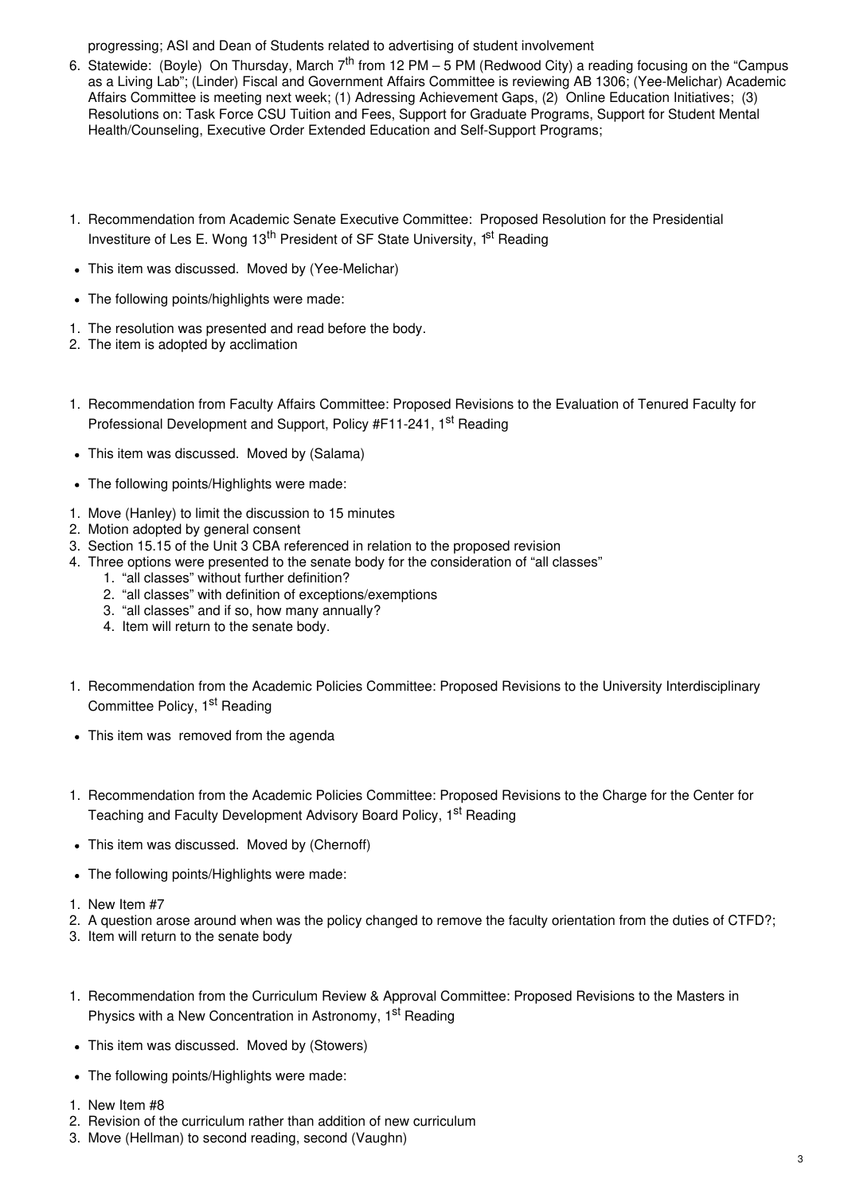progressing; ASI and Dean of Students related to advertising of student involvement

6. Statewide: (Boyle) On Thursday, March 7th from 12 PM – 5 PM (Redwood City) a reading focusing on the "Campus as a Living Lab"; (Linder) Fiscal and Government Affairs Committee is reviewing AB 1306; (Yee-Melichar) Academic Affairs Committee is meeting next week; (1) Adressing Achievement Gaps, (2) Online Education Initiatives; (3) Resolutions on: Task Force CSU Tuition and Fees, Support for Graduate Programs, Support for Student Mental Health/Counseling, Executive Order Extended Education and Self-Support Programs;

1. Recommendation from Academic Senate Executive Committee: Proposed Resolution for the Presidential Investiture of Les E. Wong 13th President of SF State University, 1st Reading

- This item was discussed. Moved by (Yee-Melichar)
- The following points/highlights were made:

1. The resolution was presented and read before the body.
2. The item is adopted by acclimation

1. Recommendation from Faculty Affairs Committee: Proposed Revisions to the Evaluation of Tenured Faculty for Professional Development and Support, Policy #F11-241, 1st Reading

- This item was discussed. Moved by (Salama)
- The following points/Highlights were made:

1. Move (Hanley) to limit the discussion to 15 minutes
2. Motion adopted by general consent
3. Section 15.15 of the Unit 3 CBA referenced in relation to the proposed revision
4. Three options were presented to the senate body for the consideration of "all classes"
   1. "all classes" without further definition?
   2. "all classes" with definition of exceptions/exemptions
   3. "all classes" and if so, how many annually?
   4. Item will return to the senate body.

1. Recommendation from the Academic Policies Committee: Proposed Revisions to the University Interdisciplinary Committee Policy, 1st Reading

- This item was removed from the agenda

1. Recommendation from the Academic Policies Committee: Proposed Revisions to the Charge for the Center for Teaching and Faculty Development Advisory Board Policy, 1st Reading

- This item was discussed. Moved by (Chernoff)
- The following points/Highlights were made:

1. New Item #7
2. A question arose around when was the policy changed to remove the faculty orientation from the duties of CTFD?;
3. Item will return to the senate body

1. Recommendation from the Curriculum Review & Approval Committee: Proposed Revisions to the Masters in Physics with a New Concentration in Astronomy, 1st Reading

- This item was discussed. Moved by (Stowers)
- The following points/Highlights were made:

1. New Item #8
2. Revision of the curriculum rather than addition of new curriculum
3. Move (Hellman) to second reading, second (Vaughn)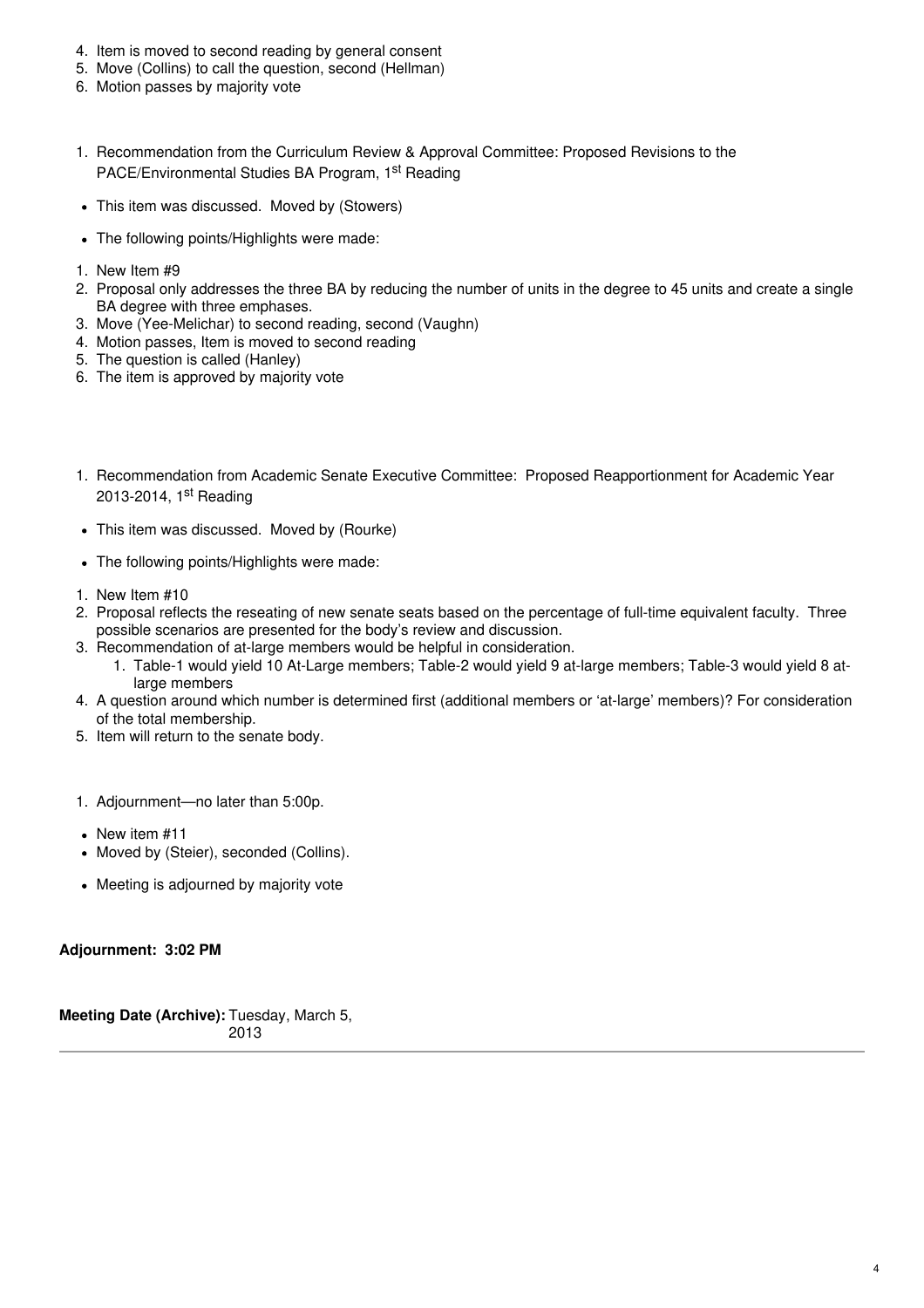4. Item is moved to second reading by general consent
5. Move (Collins) to call the question, second (Hellman)
6. Motion passes by majority vote

1. Recommendation from the Curriculum Review & Approval Committee: Proposed Revisions to the PACE/Environmental Studies BA Program, 1st Reading

- This item was discussed. Moved by (Stowers)
- The following points/Highlights were made:

1. New Item #9
2. Proposal only addresses the three BA by reducing the number of units in the degree to 45 units and create a single BA degree with three emphases.
3. Move (Yee-Melichar) to second reading, second (Vaughn)
4. Motion passes, Item is moved to second reading
5. The question is called (Hanley)
6. The item is approved by majority vote

1. Recommendation from Academic Senate Executive Committee: Proposed Reapportionment for Academic Year 2013-2014, 1st Reading

- This item was discussed. Moved by (Rourke)
- The following points/Highlights were made:

1. New Item #10
2. Proposal reflects the reseating of new senate seats based on the percentage of full-time equivalent faculty. Three possible scenarios are presented for the body's review and discussion.
3. Recommendation of at-large members would be helpful in consideration.
   1. Table-1 would yield 10 At-Large members; Table-2 would yield 9 at-large members; Table-3 would yield 8 at-large members
4. A question around which number is determined first (additional members or 'at-large' members)? For consideration of the total membership.
5. Item will return to the senate body.

1. Adjournment—no later than 5:00p.

- New item #11
- Moved by (Steier), seconded (Collins).
- Meeting is adjourned by majority vote

**Adjournment: 3:02 PM**

**Meeting Date (Archive):** Tuesday, March 5, 2013